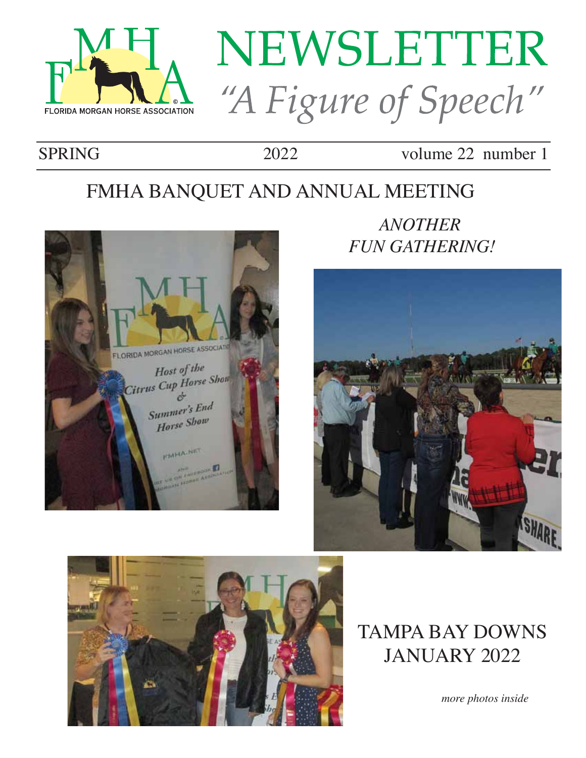# NEWSLETTER

*"A Figure of Speech"*

SPRING 2022 volume 22 number 1

## FMHA BANQUET AND ANNUAL MEETING

*ANOTHER FUN GATHERING!*

## TAMPA BAY DOWNS JANUARY 2022

*more photos inside*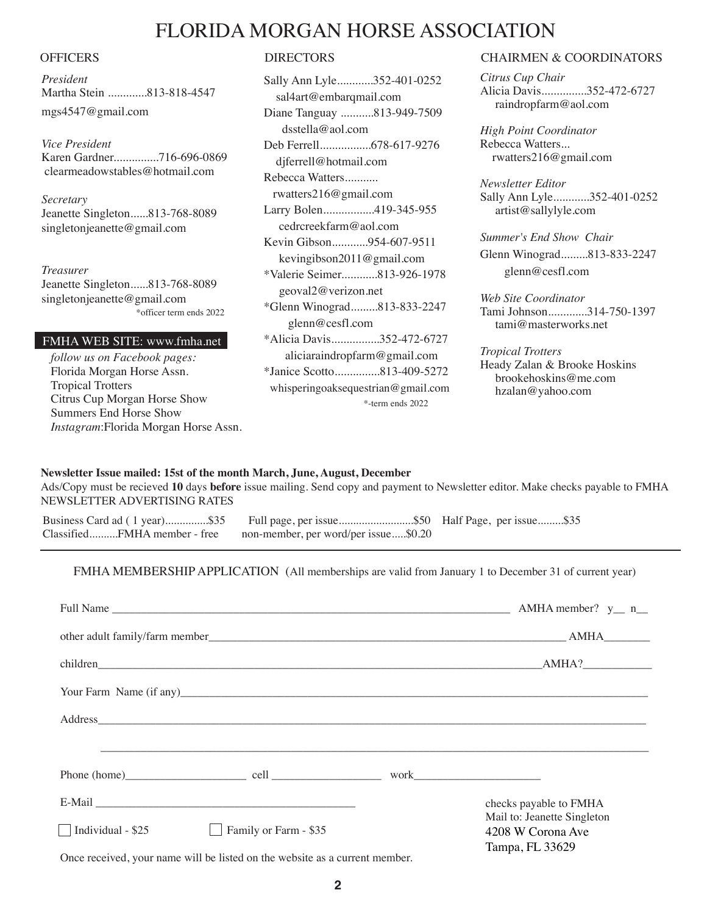# FLORIDA MORGAN HORSE ASSOCIATION

## OFFICERS

*President*
Martha Stein .............813-818-4547
mgs4547@gmail.com

*Vice President*
Karen Gardner...............716-696-0869
clearmeadowstables@hotmail.com

*Secretary*
Jeanette Singleton......813-768-8089
singletonjeanette@gmail.com

*Treasurer*
Jeanette Singleton......813-768-8089
singletonjeanette@gmail.com
*officer term ends 2022

**FMHA WEB SITE: www.fmha.net**

*follow us on Facebook pages:*
Florida Morgan Horse Assn.
Tropical Trotters
Citrus Cup Morgan Horse Show
Summers End Horse Show
*Instagram*:Florida Morgan Horse Assn.

## DIRECTORS

Sally Ann Lyle............352-401-0252
sal4art@embarqmail.com
Diane Tanguay ...........813-949-7509
dsstella@aol.com
Deb Ferrell.................678-617-9276
djferrell@hotmail.com
Rebecca Watters...........
rwatters216@gmail.com
Larry Bolen.................419-345-955
cedrcreekfarm@aol.com
Kevin Gibson............954-607-9511
kevingibson2011@gmail.com
*Valerie Seimer............813-926-1978
geoval2@verizon.net
*Glenn Winograd.........813-833-2247
glenn@cesfl.com
*Alicia Davis................352-472-6727
aliciaraindropfarm@gmail.com
*Janice Scotto...............813-409-5272
whisperingoaksequestrian@gmail.com
*-term ends 2022

## CHAIRMEN & COORDINATORS

*Citrus Cup Chair*
Alicia Davis...............352-472-6727
raindropfarm@aol.com

*High Point Coordinator*
Rebecca Watters...
rwatters216@gmail.com

*Newsletter Editor*
Sally Ann Lyle............352-401-0252
artist@sallylyle.com

*Summer's End Show Chair*
Glenn Winograd.........813-833-2247
glenn@cesfl.com

*Web Site Coordinator*
Tami Johnson.............314-750-1397
tami@masterworks.net

*Tropical Trotters*
Heady Zalan & Brooke Hoskins
brookehoskins@me.com
hzalan@yahoo.com

---

**Newsletter Issue mailed: 15st of the month March, June, August, December**
Ads/Copy must be recieved **10** days **before** issue mailing. Send copy and payment to Newsletter editor. Make checks payable to FMHA
NEWSLETTER ADVERTISING RATES

Business Card ad ( 1 year)...............$35    Full page, per issue..........................$50    Half Page, per issue.........$35
Classified..........FMHA member - free    non-member, per word/per issue.....$0.20

---

FMHA MEMBERSHIP APPLICATION (All memberships are valid from January 1 to December 31 of current year)

Full Name ______________________________________________ AMHA member? y__ n__

other adult family/farm member______________________________________________ AMHA________

children______________________________________________AMHA?____________

Your Farm Name (if any)______________________________________________

Address______________________________________________

______________________________________________

Phone (home)_____________________ cell ___________________ work______________________

E-Mail ______________________________________________

☐ Individual - $25    ☐ Family or Farm - $35

checks payable to FMHA
Mail to: Jeanette Singleton
4208 W Corona Ave
Tampa, FL 33629

Once received, your name will be listed on the website as a current member.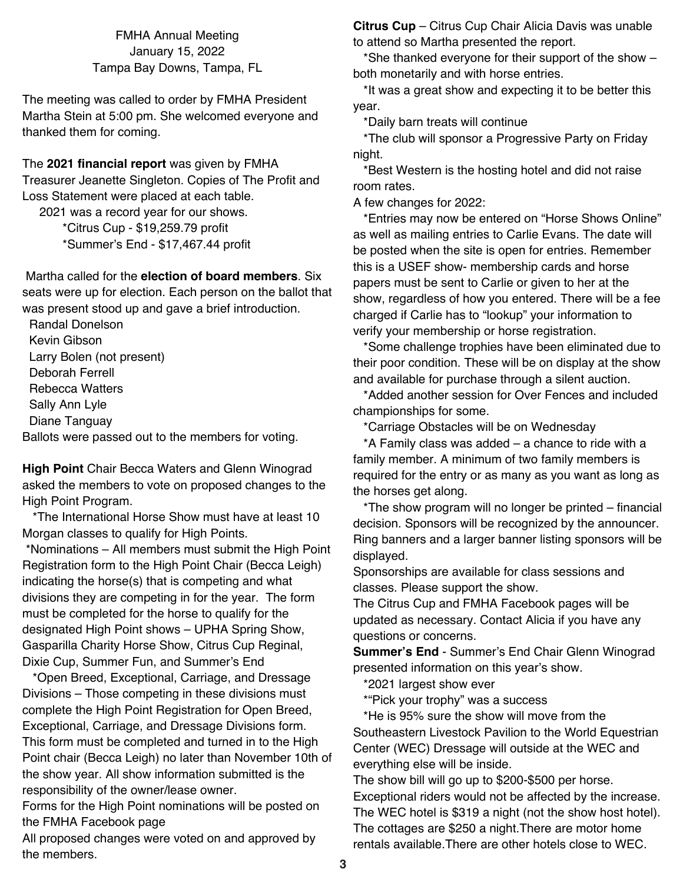FMHA Annual Meeting
January 15, 2022
Tampa Bay Downs, Tampa, FL

The meeting was called to order by FMHA President Martha Stein at 5:00 pm. She welcomed everyone and thanked them for coming.

The **2021 financial report** was given by FMHA Treasurer Jeanette Singleton. Copies of The Profit and Loss Statement were placed at each table.

2021 was a record year for our shows.

*Citrus Cup - $19,259.79 profit
*Summer's End - $17,467.44 profit

Martha called for the **election of board members**. Six seats were up for election. Each person on the ballot that was present stood up and gave a brief introduction.

Randal Donelson
Kevin Gibson
Larry Bolen (not present)
Deborah Ferrell
Rebecca Watters
Sally Ann Lyle
Diane Tanguay

Ballots were passed out to the members for voting.

**High Point** Chair Becca Waters and Glenn Winograd asked the members to vote on proposed changes to the High Point Program.

*The International Horse Show must have at least 10 Morgan classes to qualify for High Points.

*Nominations – All members must submit the High Point Registration form to the High Point Chair (Becca Leigh) indicating the horse(s) that is competing and what divisions they are competing in for the year. The form must be completed for the horse to qualify for the designated High Point shows – UPHA Spring Show, Gasparilla Charity Horse Show, Citrus Cup Reginal, Dixie Cup, Summer Fun, and Summer's End

*Open Breed, Exceptional, Carriage, and Dressage Divisions – Those competing in these divisions must complete the High Point Registration for Open Breed, Exceptional, Carriage, and Dressage Divisions form. This form must be completed and turned in to the High Point chair (Becca Leigh) no later than November 10th of the show year. All show information submitted is the responsibility of the owner/lease owner.

Forms for the High Point nominations will be posted on the FMHA Facebook page

All proposed changes were voted on and approved by the members.

**Citrus Cup** – Citrus Cup Chair Alicia Davis was unable to attend so Martha presented the report.

*She thanked everyone for their support of the show – both monetarily and with horse entries.

*It was a great show and expecting it to be better this year.

*Daily barn treats will continue

*The club will sponsor a Progressive Party on Friday night.

*Best Western is the hosting hotel and did not raise room rates.

A few changes for 2022:

*Entries may now be entered on "Horse Shows Online" as well as mailing entries to Carlie Evans. The date will be posted when the site is open for entries. Remember this is a USEF show- membership cards and horse papers must be sent to Carlie or given to her at the show, regardless of how you entered. There will be a fee charged if Carlie has to "lookup" your information to verify your membership or horse registration.

*Some challenge trophies have been eliminated due to their poor condition. These will be on display at the show and available for purchase through a silent auction.

*Added another session for Over Fences and included championships for some.

*Carriage Obstacles will be on Wednesday

*A Family class was added – a chance to ride with a family member. A minimum of two family members is required for the entry or as many as you want as long as the horses get along.

*The show program will no longer be printed – financial decision. Sponsors will be recognized by the announcer. Ring banners and a larger banner listing sponsors will be displayed.

Sponsorships are available for class sessions and classes. Please support the show.

The Citrus Cup and FMHA Facebook pages will be updated as necessary. Contact Alicia if you have any questions or concerns.

**Summer's End** - Summer's End Chair Glenn Winograd presented information on this year's show.

*2021 largest show ever

*"Pick your trophy" was a success

*He is 95% sure the show will move from the Southeastern Livestock Pavilion to the World Equestrian Center (WEC) Dressage will outside at the WEC and everything else will be inside.

The show bill will go up to $200-$500 per horse. Exceptional riders would not be affected by the increase. The WEC hotel is $319 a night (not the show host hotel). The cottages are $250 a night.There are motor home rentals available.There are other hotels close to WEC.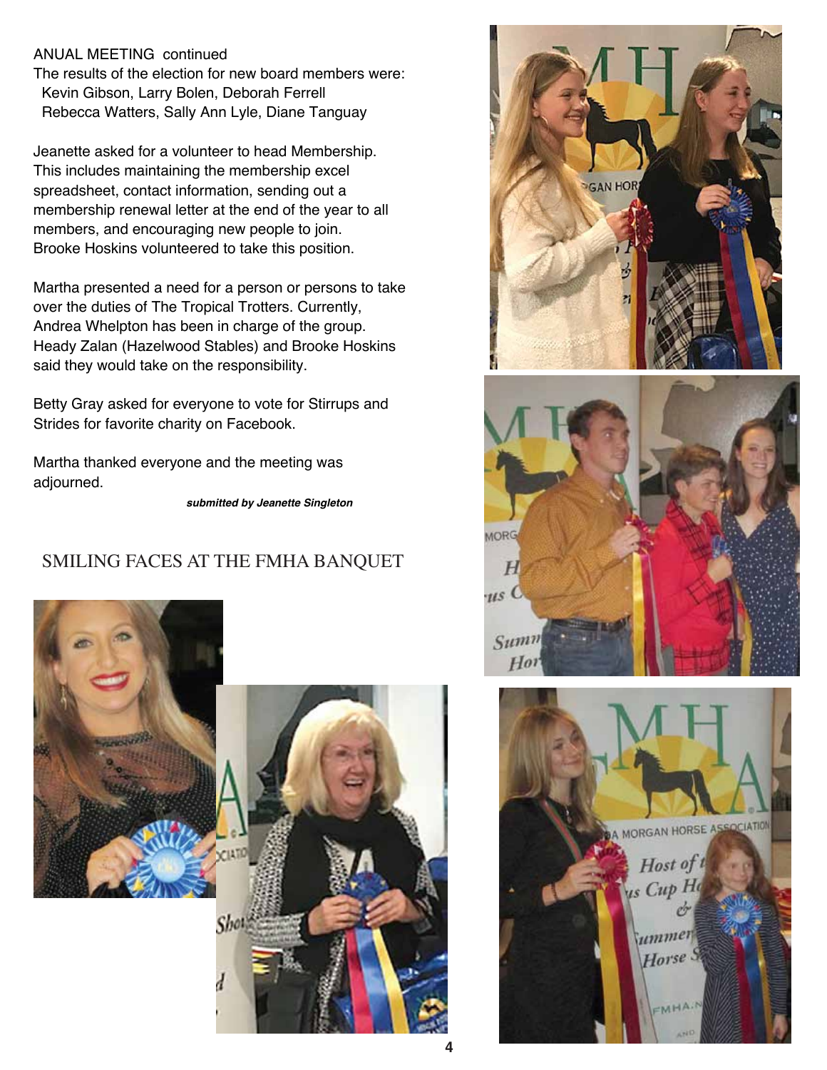ANUAL MEETING continued

The results of the election for new board members were:

Kevin Gibson, Larry Bolen, Deborah Ferrell
Rebecca Watters, Sally Ann Lyle, Diane Tanguay

Jeanette asked for a volunteer to head Membership. This includes maintaining the membership excel spreadsheet, contact information, sending out a membership renewal letter at the end of the year to all members, and encouraging new people to join. Brooke Hoskins volunteered to take this position.

Martha presented a need for a person or persons to take over the duties of The Tropical Trotters. Currently, Andrea Whelpton has been in charge of the group. Heady Zalan (Hazelwood Stables) and Brooke Hoskins said they would take on the responsibility.

Betty Gray asked for everyone to vote for Stirrups and Strides for favorite charity on Facebook.

Martha thanked everyone and the meeting was adjourned.

***submitted by Jeanette Singleton***

## SMILING FACES AT THE FMHA BANQUET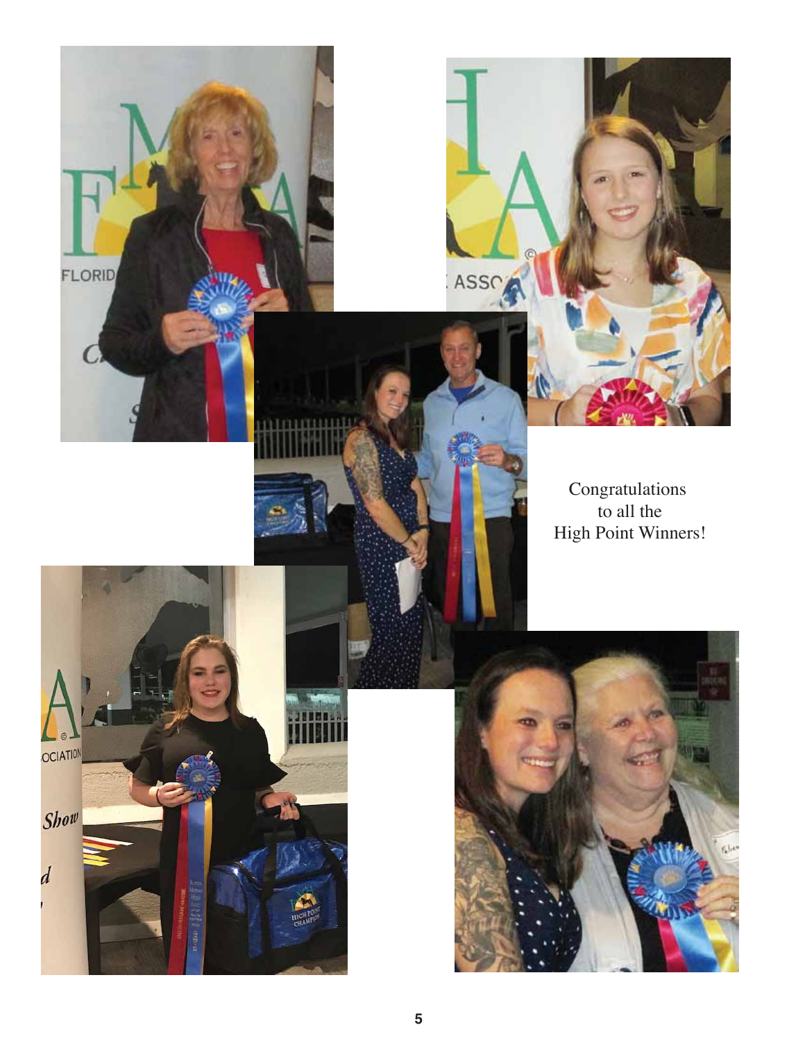Congratulations
to all the
High Point Winners!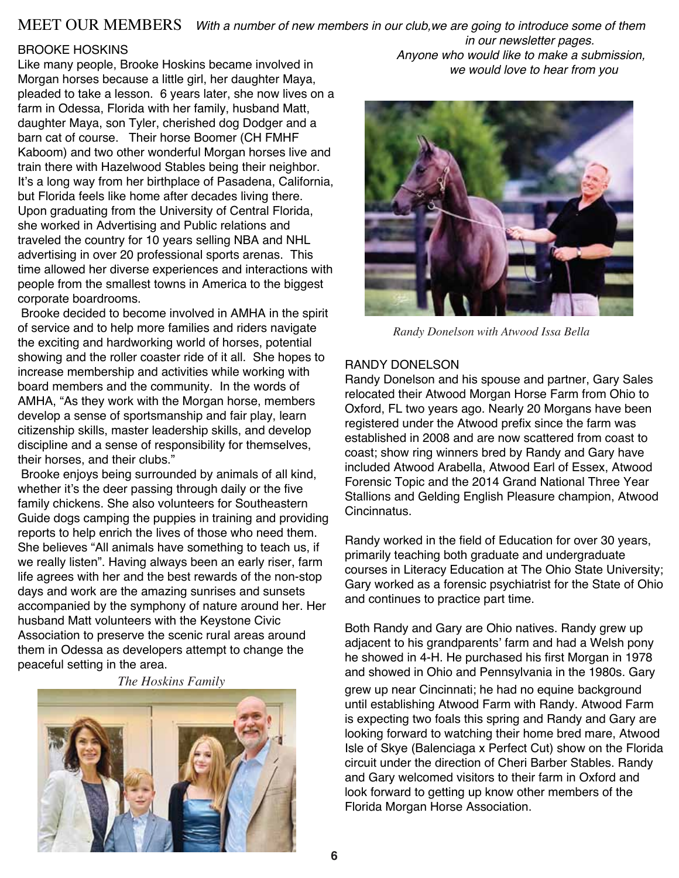# MEET OUR MEMBERS

*With a number of new members in our club,we are going to introduce some of them in our newsletter pages. Anyone who would like to make a submission, we would love to hear from you*

## BROOKE HOSKINS

Like many people, Brooke Hoskins became involved in Morgan horses because a little girl, her daughter Maya, pleaded to take a lesson. 6 years later, she now lives on a farm in Odessa, Florida with her family, husband Matt, daughter Maya, son Tyler, cherished dog Dodger and a barn cat of course. Their horse Boomer (CH FMHF Kaboom) and two other wonderful Morgan horses live and train there with Hazelwood Stables being their neighbor. It's a long way from her birthplace of Pasadena, California, but Florida feels like home after decades living there. Upon graduating from the University of Central Florida, she worked in Advertising and Public relations and traveled the country for 10 years selling NBA and NHL advertising in over 20 professional sports arenas. This time allowed her diverse experiences and interactions with people from the smallest towns in America to the biggest corporate boardrooms.

Brooke decided to become involved in AMHA in the spirit of service and to help more families and riders navigate the exciting and hardworking world of horses, potential showing and the roller coaster ride of it all. She hopes to increase membership and activities while working with board members and the community. In the words of AMHA, "As they work with the Morgan horse, members develop a sense of sportsmanship and fair play, learn citizenship skills, master leadership skills, and develop discipline and a sense of responsibility for themselves, their horses, and their clubs."

Brooke enjoys being surrounded by animals of all kind, whether it's the deer passing through daily or the five family chickens. She also volunteers for Southeastern Guide dogs camping the puppies in training and providing reports to help enrich the lives of those who need them. She believes "All animals have something to teach us, if we really listen". Having always been an early riser, farm life agrees with her and the best rewards of the non-stop days and work are the amazing sunrises and sunsets accompanied by the symphony of nature around her. Her husband Matt volunteers with the Keystone Civic Association to preserve the scenic rural areas around them in Odessa as developers attempt to change the peaceful setting in the area.

*The Hoskins Family*

*Randy Donelson with Atwood Issa Bella*

## RANDY DONELSON

Randy Donelson and his spouse and partner, Gary Sales relocated their Atwood Morgan Horse Farm from Ohio to Oxford, FL two years ago. Nearly 20 Morgans have been registered under the Atwood prefix since the farm was established in 2008 and are now scattered from coast to coast; show ring winners bred by Randy and Gary have included Atwood Arabella, Atwood Earl of Essex, Atwood Forensic Topic and the 2014 Grand National Three Year Stallions and Gelding English Pleasure champion, Atwood Cincinnatus.

Randy worked in the field of Education for over 30 years, primarily teaching both graduate and undergraduate courses in Literacy Education at The Ohio State University; Gary worked as a forensic psychiatrist for the State of Ohio and continues to practice part time.

Both Randy and Gary are Ohio natives. Randy grew up adjacent to his grandparents' farm and had a Welsh pony he showed in 4-H. He purchased his first Morgan in 1978 and showed in Ohio and Pennsylvania in the 1980s. Gary grew up near Cincinnati; he had no equine background until establishing Atwood Farm with Randy. Atwood Farm is expecting two foals this spring and Randy and Gary are looking forward to watching their home bred mare, Atwood Isle of Skye (Balenciaga x Perfect Cut) show on the Florida circuit under the direction of Cheri Barber Stables. Randy and Gary welcomed visitors to their farm in Oxford and look forward to getting up know other members of the Florida Morgan Horse Association.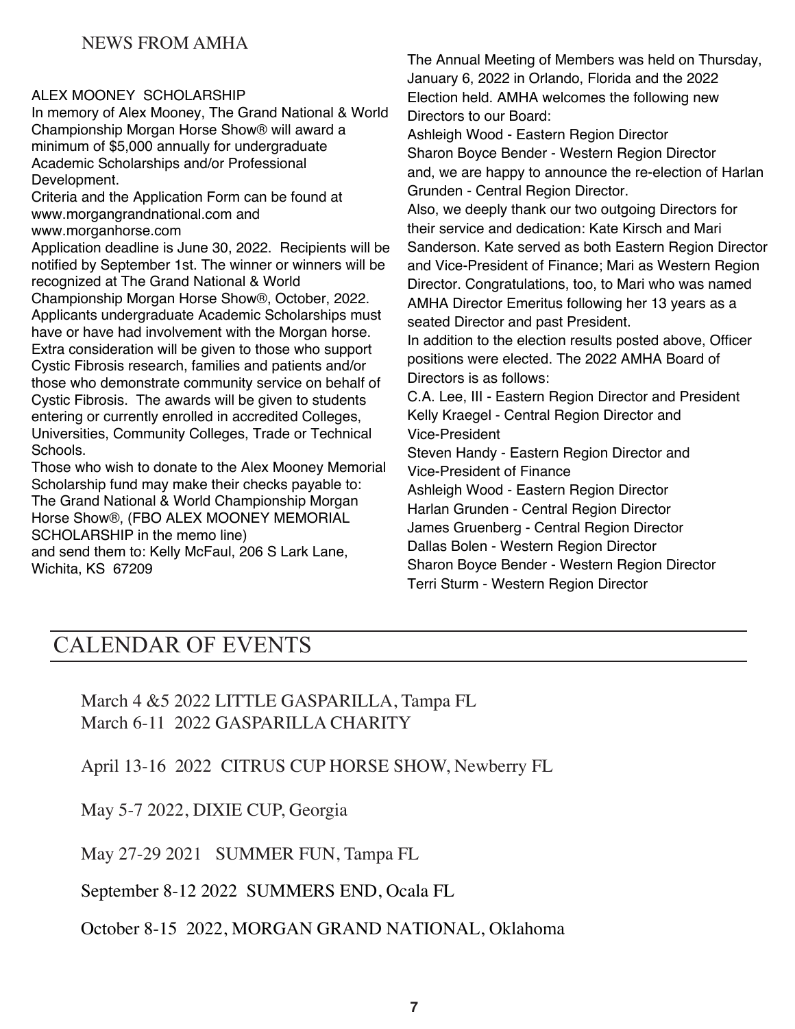## NEWS FROM AMHA

### ALEX MOONEY SCHOLARSHIP

In memory of Alex Mooney, The Grand National & World Championship Morgan Horse Show® will award a minimum of $5,000 annually for undergraduate Academic Scholarships and/or Professional Development.

Criteria and the Application Form can be found at www.morgangrandnational.com and www.morganhorse.com

Application deadline is June 30, 2022. Recipients will be notified by September 1st. The winner or winners will be recognized at The Grand National & World Championship Morgan Horse Show®, October, 2022. Applicants undergraduate Academic Scholarships must have or have had involvement with the Morgan horse. Extra consideration will be given to those who support Cystic Fibrosis research, families and patients and/or those who demonstrate community service on behalf of Cystic Fibrosis. The awards will be given to students entering or currently enrolled in accredited Colleges, Universities, Community Colleges, Trade or Technical Schools.

Those who wish to donate to the Alex Mooney Memorial Scholarship fund may make their checks payable to: The Grand National & World Championship Morgan Horse Show®, (FBO ALEX MOONEY MEMORIAL SCHOLARSHIP in the memo line)
and send them to: Kelly McFaul, 206 S Lark Lane, Wichita, KS 67209

The Annual Meeting of Members was held on Thursday, January 6, 2022 in Orlando, Florida and the 2022 Election held. AMHA welcomes the following new Directors to our Board:
Ashleigh Wood - Eastern Region Director
Sharon Boyce Bender - Western Region Director
and, we are happy to announce the re-election of Harlan Grunden - Central Region Director.

Also, we deeply thank our two outgoing Directors for their service and dedication: Kate Kirsch and Mari Sanderson. Kate served as both Eastern Region Director and Vice-President of Finance; Mari as Western Region Director. Congratulations, too, to Mari who was named AMHA Director Emeritus following her 13 years as a seated Director and past President.

In addition to the election results posted above, Officer positions were elected. The 2022 AMHA Board of Directors is as follows:
C.A. Lee, III - Eastern Region Director and President
Kelly Kraegel - Central Region Director and Vice-President
Steven Handy - Eastern Region Director and Vice-President of Finance
Ashleigh Wood - Eastern Region Director
Harlan Grunden - Central Region Director
James Gruenberg - Central Region Director
Dallas Bolen - Western Region Director
Sharon Boyce Bender - Western Region Director
Terri Sturm - Western Region Director

## CALENDAR OF EVENTS

March 4 &5 2022 LITTLE GASPARILLA, Tampa FL
March 6-11 2022 GASPARILLA CHARITY

April 13-16 2022 CITRUS CUP HORSE SHOW, Newberry FL

May 5-7 2022, DIXIE CUP, Georgia

May 27-29 2021 SUMMER FUN, Tampa FL

September 8-12 2022 SUMMERS END, Ocala FL

October 8-15 2022, MORGAN GRAND NATIONAL, Oklahoma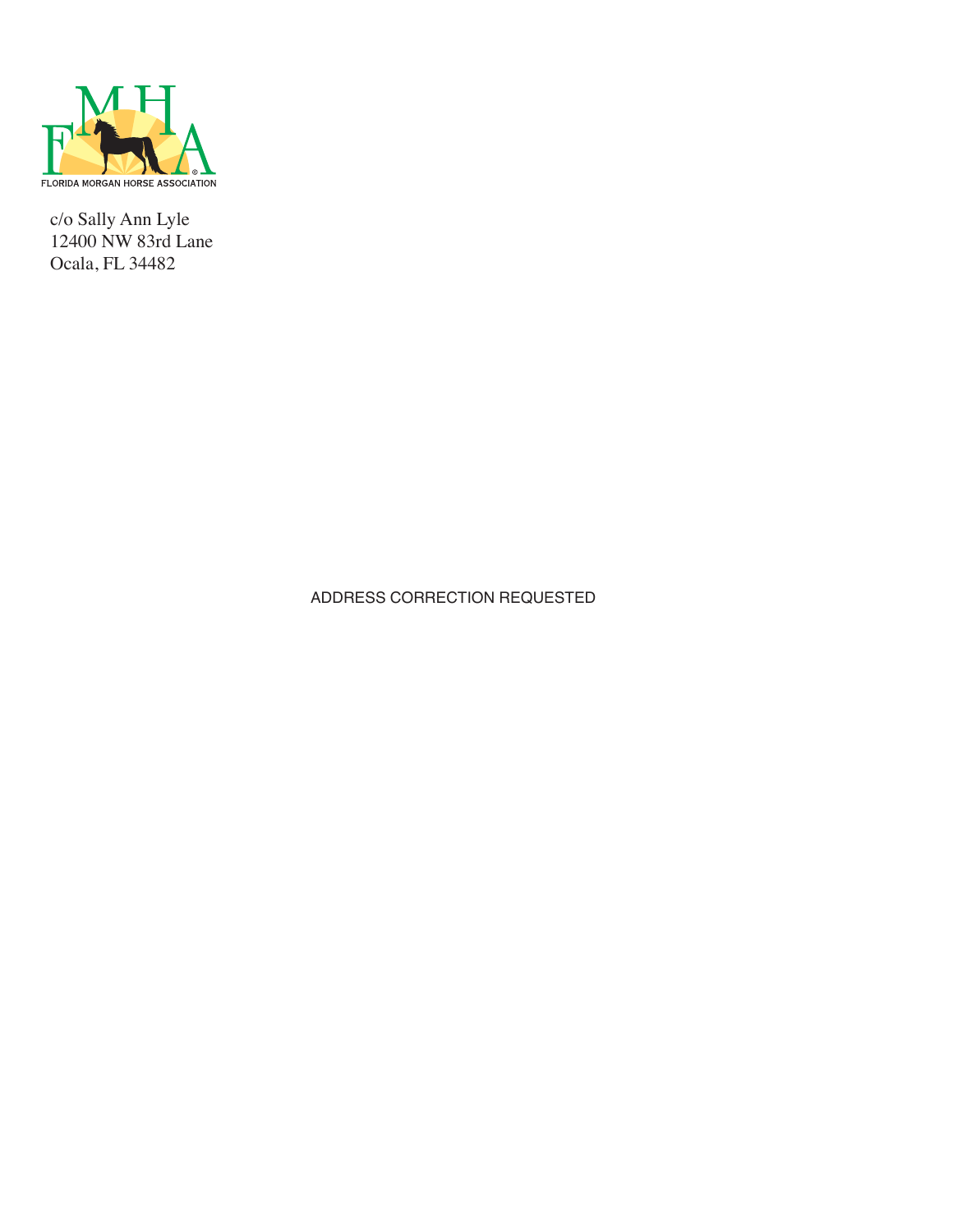FMHA

FLORIDA MORGAN HORSE ASSOCIATION

c/o Sally Ann Lyle
12400 NW 83rd Lane
Ocala, FL 34482

ADDRESS CORRECTION REQUESTED